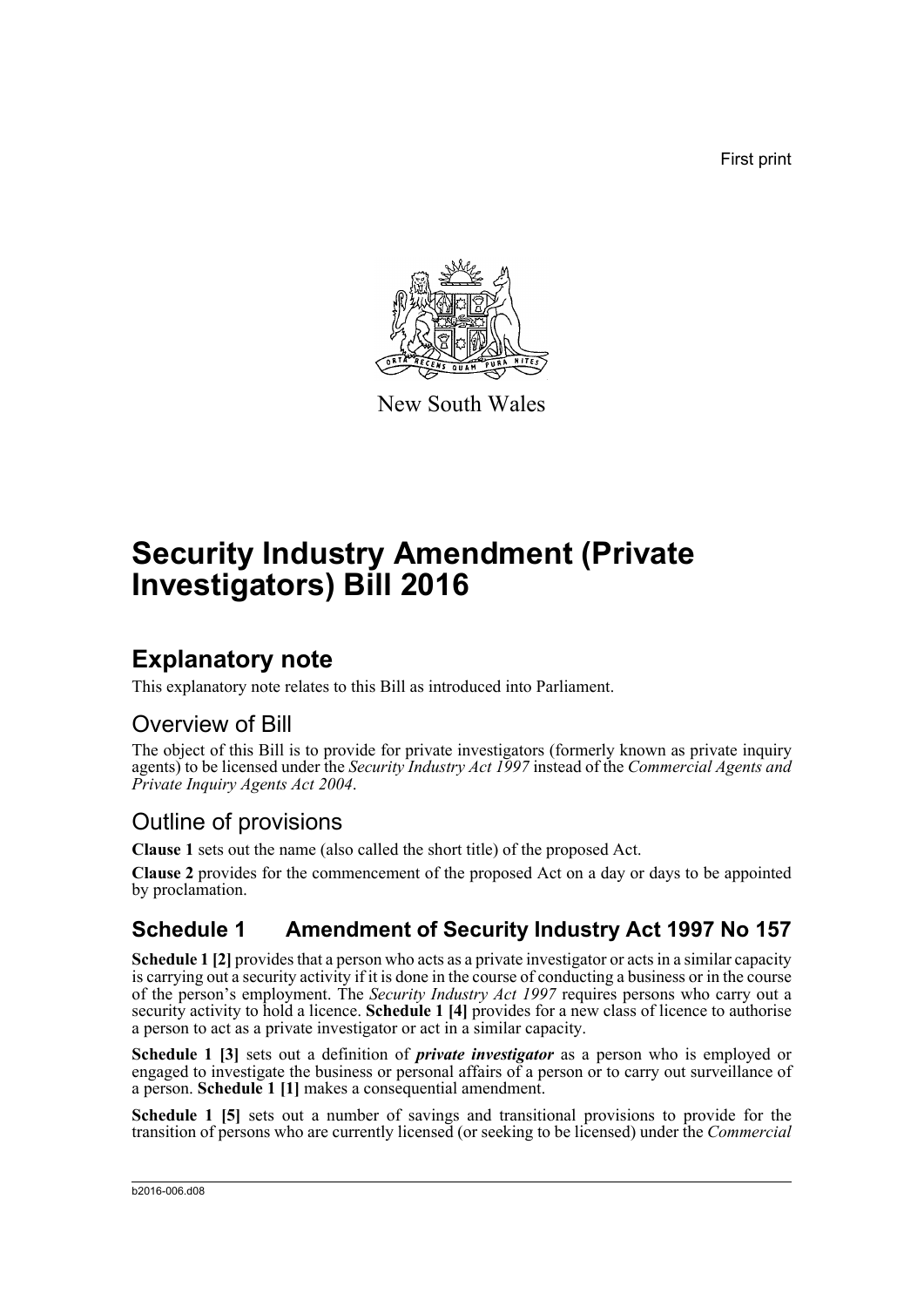First print

New South Wales

# Security Industry Amendment (Private Investigators) Bill 2016

## Explanatory note

This explanatory note relates to this Bill as introduced into Parliament.

### Overview of Bill

The object of this Bill is to provide for private investigators (formerly known as private inquiry agents) to be licensed under the *Security Industry Act 1997* instead of the *Commercial Agents and Private Inquiry Agents Act 2004*.

### Outline of provisions

**Clause 1** sets out the name (also called the short title) of the proposed Act.

**Clause 2** provides for the commencement of the proposed Act on a day or days to be appointed by proclamation.

## Schedule 1 Amendment of Security Industry Act 1997 No 157

**Schedule 1 [2]** provides that a person who acts as a private investigator or acts in a similar capacity is carrying out a security activity if it is done in the course of conducting a business or in the course of the person's employment. The *Security Industry Act 1997* requires persons who carry out a security activity to hold a licence. **Schedule 1 [4]** provides for a new class of licence to authorise a person to act as a private investigator or act in a similar capacity.

**Schedule 1 [3]** sets out a definition of ***private investigator*** as a person who is employed or engaged to investigate the business or personal affairs of a person or to carry out surveillance of a person. **Schedule 1 [1]** makes a consequential amendment.

**Schedule 1 [5]** sets out a number of savings and transitional provisions to provide for the transition of persons who are currently licensed (or seeking to be licensed) under the *Commercial*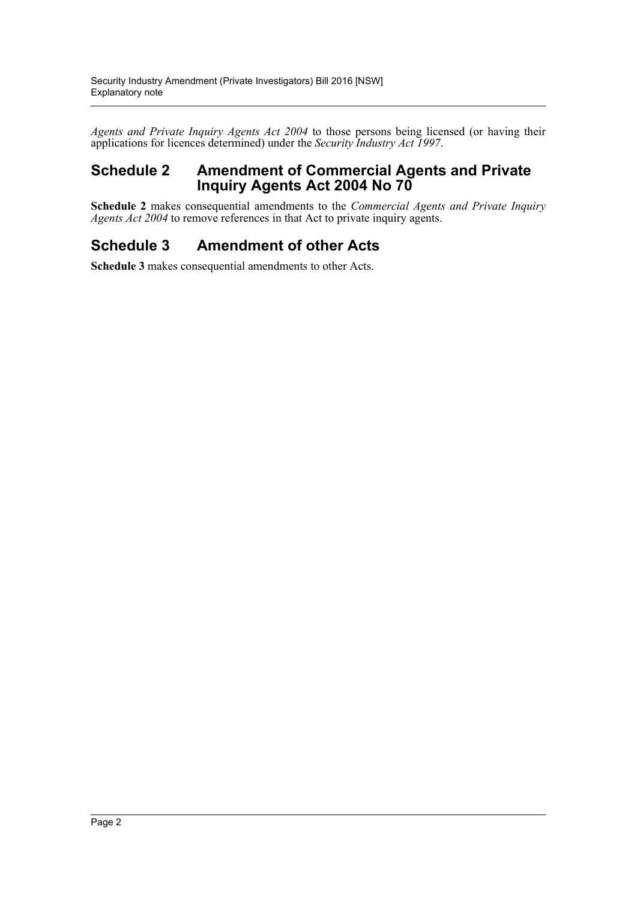*Agents and Private Inquiry Agents Act 2004* to those persons being licensed (or having their applications for licences determined) under the *Security Industry Act 1997*.

## Schedule 2 Amendment of Commercial Agents and Private Inquiry Agents Act 2004 No 70

**Schedule 2** makes consequential amendments to the *Commercial Agents and Private Inquiry Agents Act 2004* to remove references in that Act to private inquiry agents.

## Schedule 3 Amendment of other Acts

**Schedule 3** makes consequential amendments to other Acts.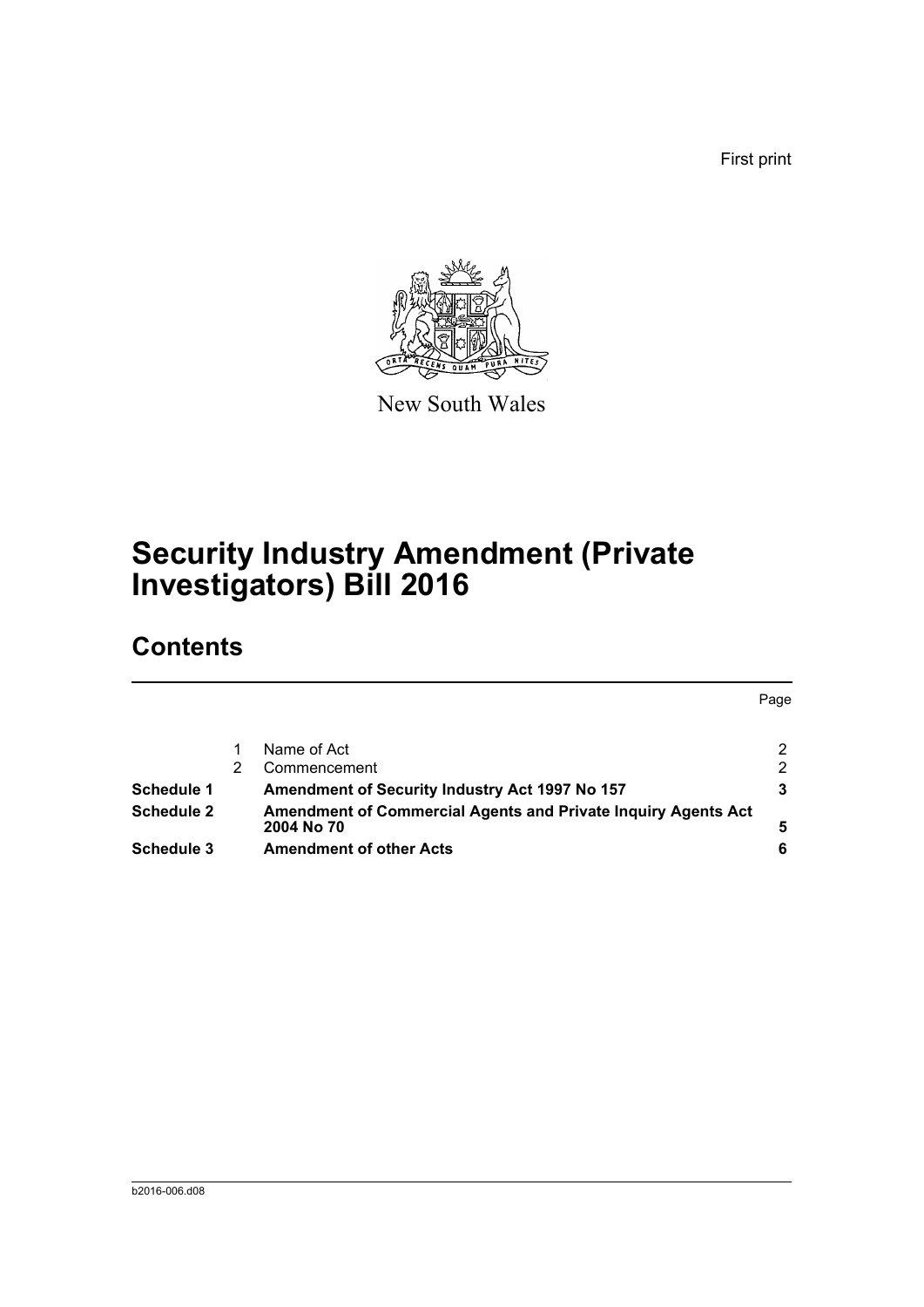First print

New South Wales

# Security Industry Amendment (Private Investigators) Bill 2016

## Contents

| | | | Page |
|---|---|---|---|
| | 1 | Name of Act | 2 |
| | 2 | Commencement | 2 |
| **Schedule 1** | | **Amendment of Security Industry Act 1997 No 157** | **3** |
| **Schedule 2** | | **Amendment of Commercial Agents and Private Inquiry Agents Act 2004 No 70** | **5** |
| **Schedule 3** | | **Amendment of other Acts** | **6** |

b2016-006.d08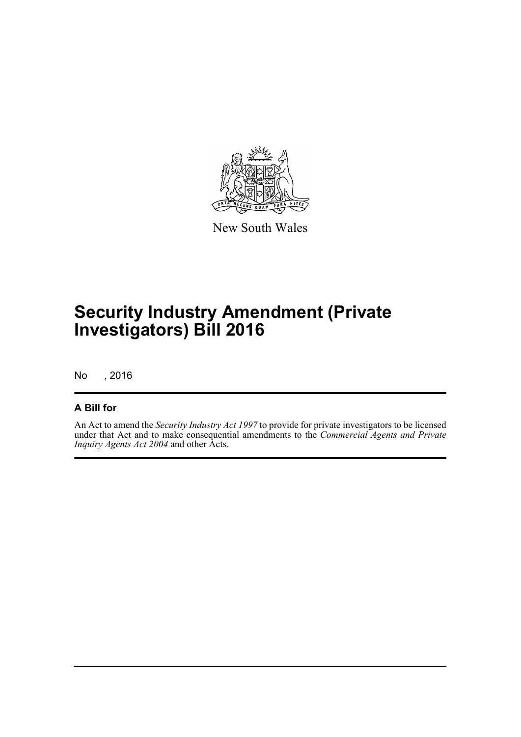New South Wales

# Security Industry Amendment (Private Investigators) Bill 2016

No , 2016

## A Bill for

An Act to amend the *Security Industry Act 1997* to provide for private investigators to be licensed under that Act and to make consequential amendments to the *Commercial Agents and Private Inquiry Agents Act 2004* and other Acts.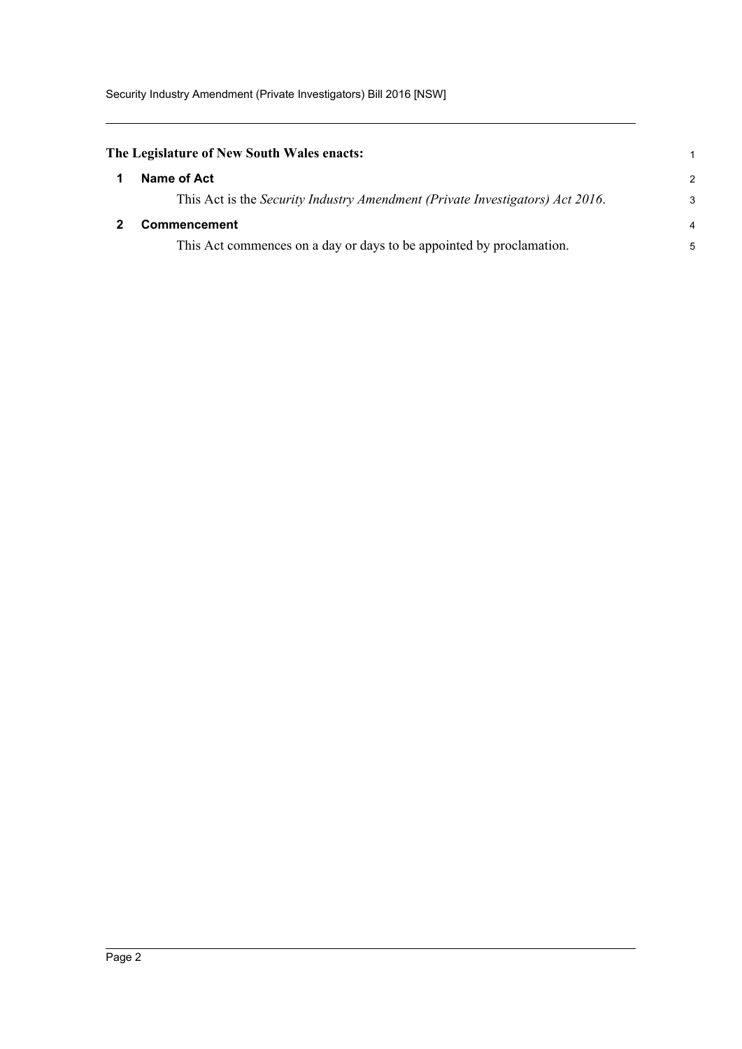**The Legislature of New South Wales enacts:**

## 1 Name of Act

This Act is the *Security Industry Amendment (Private Investigators) Act 2016*.

## 2 Commencement

This Act commences on a day or days to be appointed by proclamation.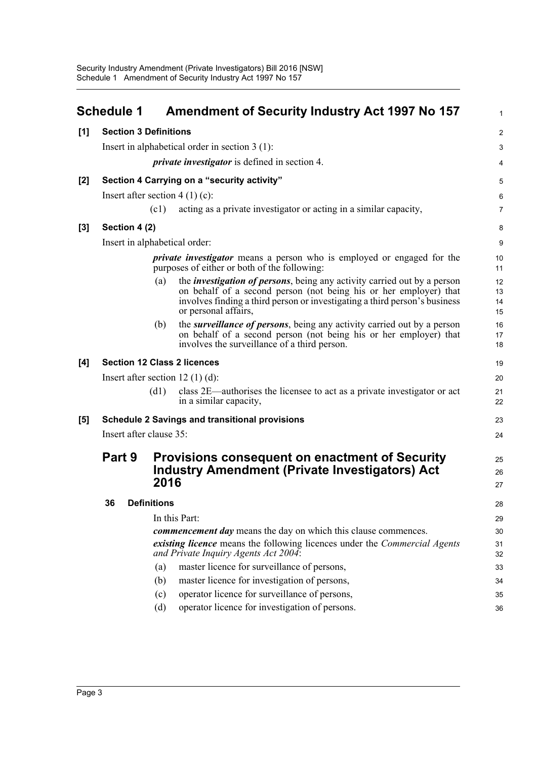# Schedule 1 Amendment of Security Industry Act 1997 No 157

**[1] Section 3 Definitions**

Insert in alphabetical order in section 3 (1):

> ***private investigator*** is defined in section 4.

**[2] Section 4 Carrying on a "security activity"**

Insert after section 4 (1) (c):

> (c1) acting as a private investigator or acting in a similar capacity,

**[3] Section 4 (2)**

Insert in alphabetical order:

> ***private investigator*** means a person who is employed or engaged for the purposes of either or both of the following:
>
> (a) the ***investigation of persons***, being any activity carried out by a person on behalf of a second person (not being his or her employer) that involves finding a third person or investigating a third person's business or personal affairs,
>
> (b) the ***surveillance of persons***, being any activity carried out by a person on behalf of a second person (not being his or her employer) that involves the surveillance of a third person.

**[4] Section 12 Class 2 licences**

Insert after section 12 (1) (d):

> (d1) class 2E—authorises the licensee to act as a private investigator or act in a similar capacity,

**[5] Schedule 2 Savings and transitional provisions**

Insert after clause 35:

## Part 9 Provisions consequent on enactment of Security Industry Amendment (Private Investigators) Act 2016

### 36 Definitions

In this Part:

***commencement day*** means the day on which this clause commences.

***existing licence*** means the following licences under the *Commercial Agents and Private Inquiry Agents Act 2004*:

(a) master licence for surveillance of persons,

(b) master licence for investigation of persons,

(c) operator licence for surveillance of persons,

(d) operator licence for investigation of persons.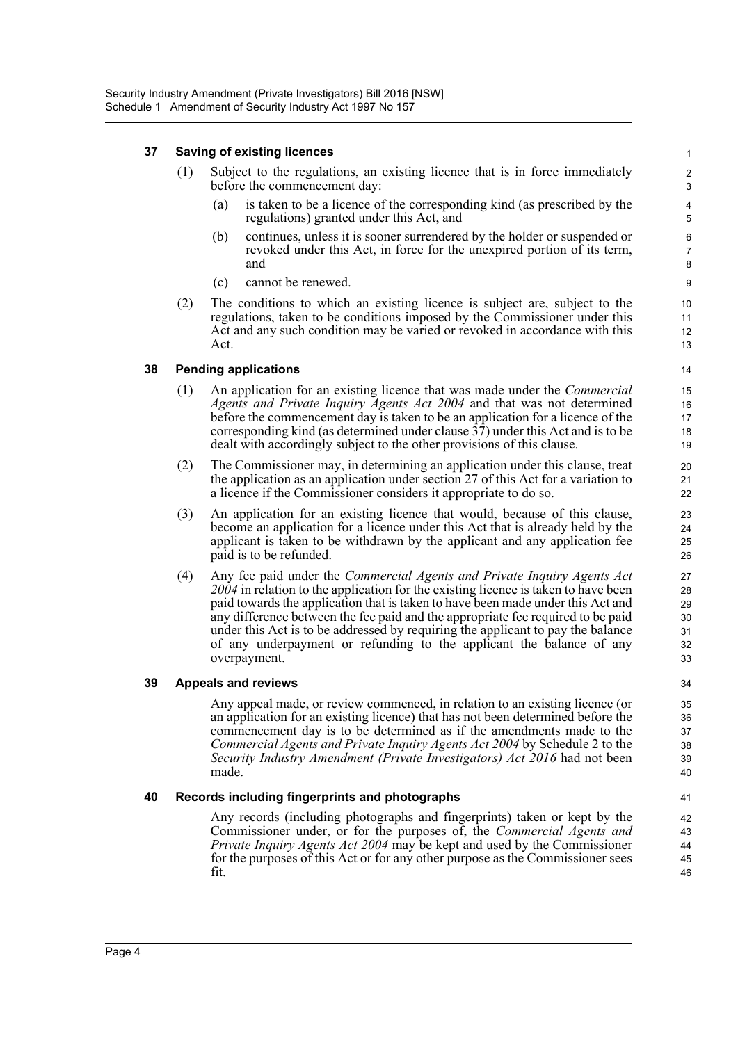### 37 Saving of existing licences

(1) Subject to the regulations, an existing licence that is in force immediately before the commencement day:

- (a) is taken to be a licence of the corresponding kind (as prescribed by the regulations) granted under this Act, and
- (b) continues, unless it is sooner surrendered by the holder or suspended or revoked under this Act, in force for the unexpired portion of its term, and
- (c) cannot be renewed.

(2) The conditions to which an existing licence is subject are, subject to the regulations, taken to be conditions imposed by the Commissioner under this Act and any such condition may be varied or revoked in accordance with this Act.

### 38 Pending applications

(1) An application for an existing licence that was made under the *Commercial Agents and Private Inquiry Agents Act 2004* and that was not determined before the commencement day is taken to be an application for a licence of the corresponding kind (as determined under clause 37) under this Act and is to be dealt with accordingly subject to the other provisions of this clause.

(2) The Commissioner may, in determining an application under this clause, treat the application as an application under section 27 of this Act for a variation to a licence if the Commissioner considers it appropriate to do so.

(3) An application for an existing licence that would, because of this clause, become an application for a licence under this Act that is already held by the applicant is taken to be withdrawn by the applicant and any application fee paid is to be refunded.

(4) Any fee paid under the *Commercial Agents and Private Inquiry Agents Act 2004* in relation to the application for the existing licence is taken to have been paid towards the application that is taken to have been made under this Act and any difference between the fee paid and the appropriate fee required to be paid under this Act is to be addressed by requiring the applicant to pay the balance of any underpayment or refunding to the applicant the balance of any overpayment.

### 39 Appeals and reviews

Any appeal made, or review commenced, in relation to an existing licence (or an application for an existing licence) that has not been determined before the commencement day is to be determined as if the amendments made to the *Commercial Agents and Private Inquiry Agents Act 2004* by Schedule 2 to the *Security Industry Amendment (Private Investigators) Act 2016* had not been made.

### 40 Records including fingerprints and photographs

Any records (including photographs and fingerprints) taken or kept by the Commissioner under, or for the purposes of, the *Commercial Agents and Private Inquiry Agents Act 2004* may be kept and used by the Commissioner for the purposes of this Act or for any other purpose as the Commissioner sees fit.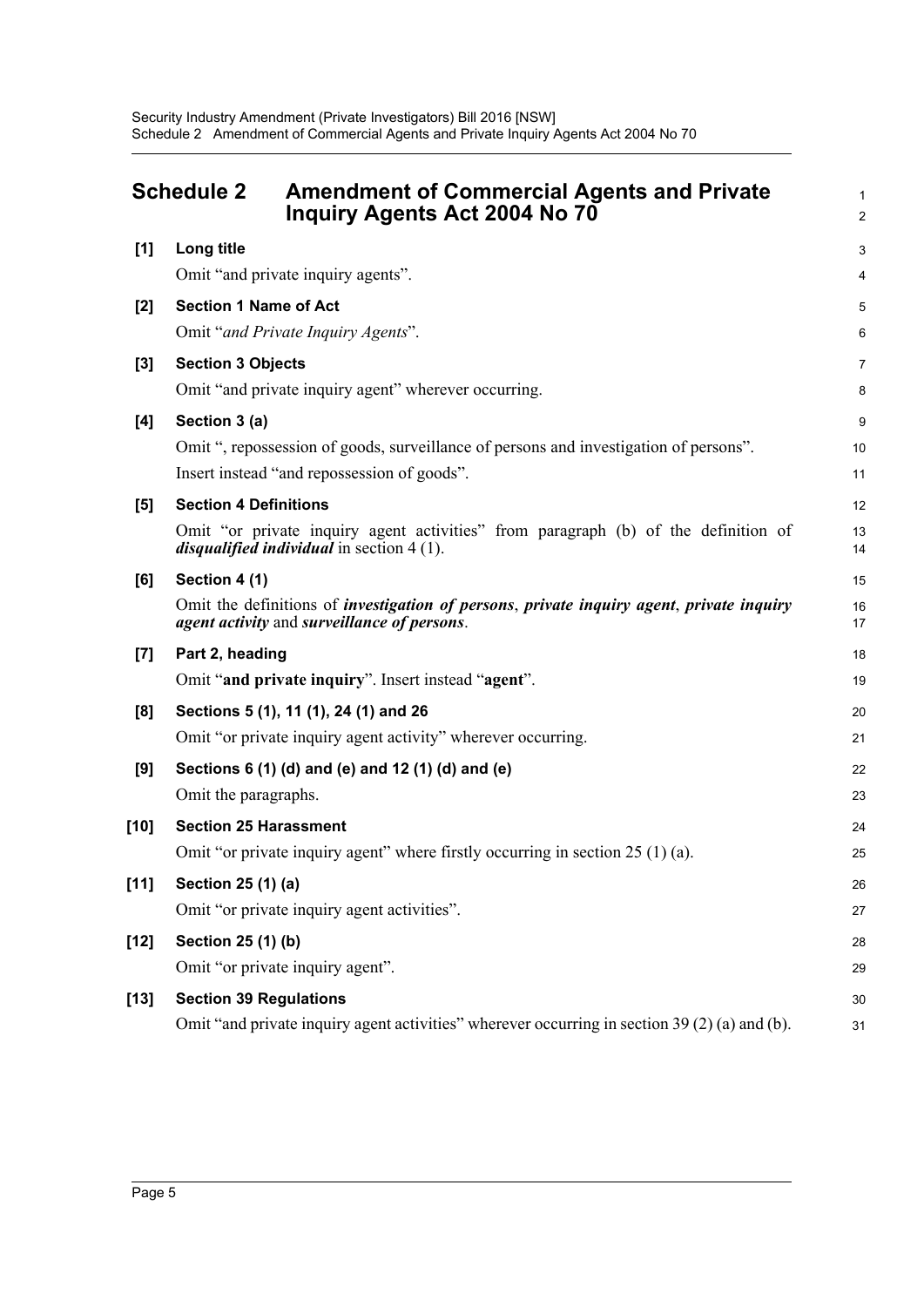## Schedule 2 Amendment of Commercial Agents and Private Inquiry Agents Act 2004 No 70

**[1] Long title**

Omit "and private inquiry agents".

**[2] Section 1 Name of Act**

Omit "*and Private Inquiry Agents*".

**[3] Section 3 Objects**

Omit "and private inquiry agent" wherever occurring.

**[4] Section 3 (a)**

Omit ", repossession of goods, surveillance of persons and investigation of persons".

Insert instead "and repossession of goods".

**[5] Section 4 Definitions**

Omit "or private inquiry agent activities" from paragraph (b) of the definition of ***disqualified individual*** in section 4 (1).

**[6] Section 4 (1)**

Omit the definitions of ***investigation of persons***, ***private inquiry agent***, ***private inquiry agent activity*** and ***surveillance of persons***.

**[7] Part 2, heading**

Omit "**and private inquiry**". Insert instead "**agent**".

**[8] Sections 5 (1), 11 (1), 24 (1) and 26**

Omit "or private inquiry agent activity" wherever occurring.

**[9] Sections 6 (1) (d) and (e) and 12 (1) (d) and (e)**

Omit the paragraphs.

**[10] Section 25 Harassment**

Omit "or private inquiry agent" where firstly occurring in section 25 (1) (a).

**[11] Section 25 (1) (a)**

Omit "or private inquiry agent activities".

**[12] Section 25 (1) (b)**

Omit "or private inquiry agent".

**[13] Section 39 Regulations**

Omit "and private inquiry agent activities" wherever occurring in section 39 (2) (a) and (b).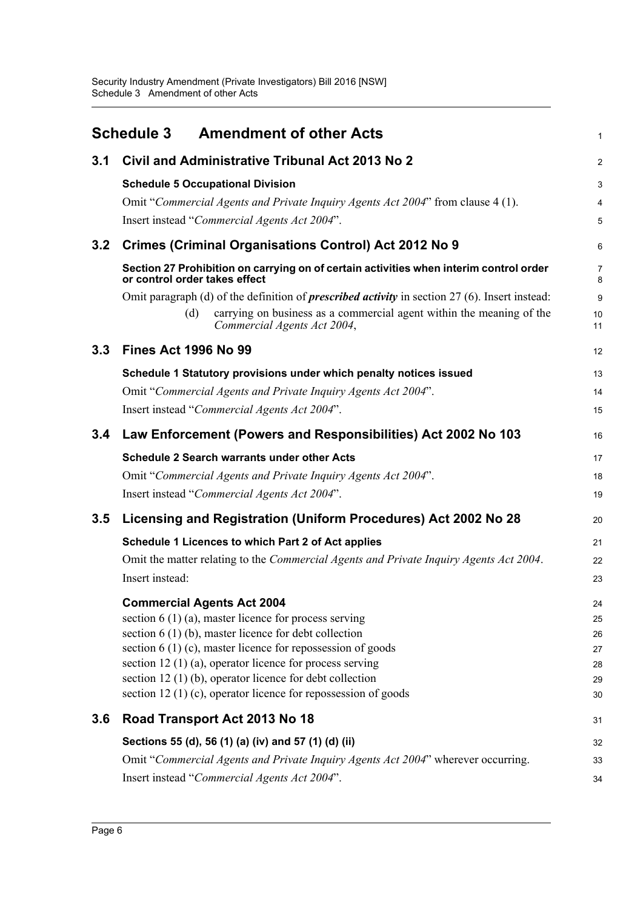## Schedule 3 Amendment of other Acts

### 3.1 Civil and Administrative Tribunal Act 2013 No 2

**Schedule 5 Occupational Division**

Omit "*Commercial Agents and Private Inquiry Agents Act 2004*" from clause 4 (1).

Insert instead "*Commercial Agents Act 2004*".

### 3.2 Crimes (Criminal Organisations Control) Act 2012 No 9

**Section 27 Prohibition on carrying on of certain activities when interim control order or control order takes effect**

Omit paragraph (d) of the definition of ***prescribed activity*** in section 27 (6). Insert instead:

> (d) carrying on business as a commercial agent within the meaning of the *Commercial Agents Act 2004*,

### 3.3 Fines Act 1996 No 99

**Schedule 1 Statutory provisions under which penalty notices issued**

Omit "*Commercial Agents and Private Inquiry Agents Act 2004*".

Insert instead "*Commercial Agents Act 2004*".

### 3.4 Law Enforcement (Powers and Responsibilities) Act 2002 No 103

**Schedule 2 Search warrants under other Acts**

Omit "*Commercial Agents and Private Inquiry Agents Act 2004*".

Insert instead "*Commercial Agents Act 2004*".

### 3.5 Licensing and Registration (Uniform Procedures) Act 2002 No 28

**Schedule 1 Licences to which Part 2 of Act applies**

Omit the matter relating to the *Commercial Agents and Private Inquiry Agents Act 2004*.

Insert instead:

**Commercial Agents Act 2004**

section 6 (1) (a), master licence for process serving
section 6 (1) (b), master licence for debt collection
section 6 (1) (c), master licence for repossession of goods
section 12 (1) (a), operator licence for process serving
section 12 (1) (b), operator licence for debt collection
section 12 (1) (c), operator licence for repossession of goods

### 3.6 Road Transport Act 2013 No 18

**Sections 55 (d), 56 (1) (a) (iv) and 57 (1) (d) (ii)**

Omit "*Commercial Agents and Private Inquiry Agents Act 2004*" wherever occurring.

Insert instead "*Commercial Agents Act 2004*".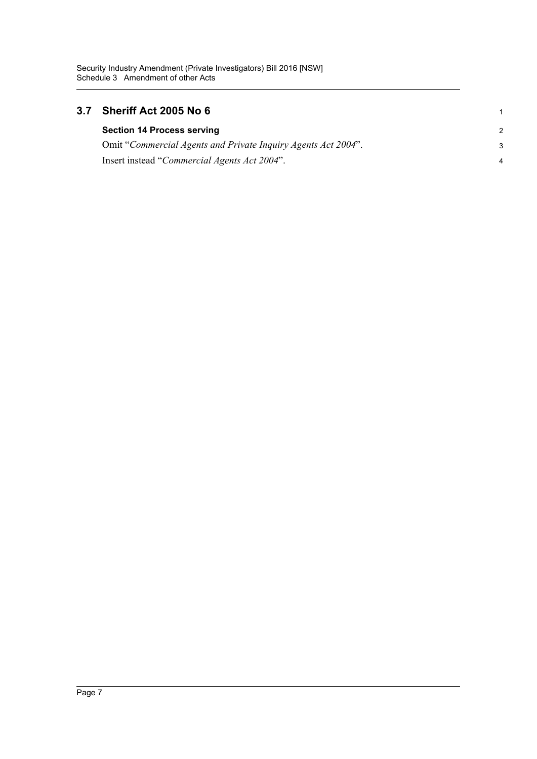## 3.7 Sheriff Act 2005 No 6

**Section 14 Process serving**

Omit "*Commercial Agents and Private Inquiry Agents Act 2004*".

Insert instead "*Commercial Agents Act 2004*".